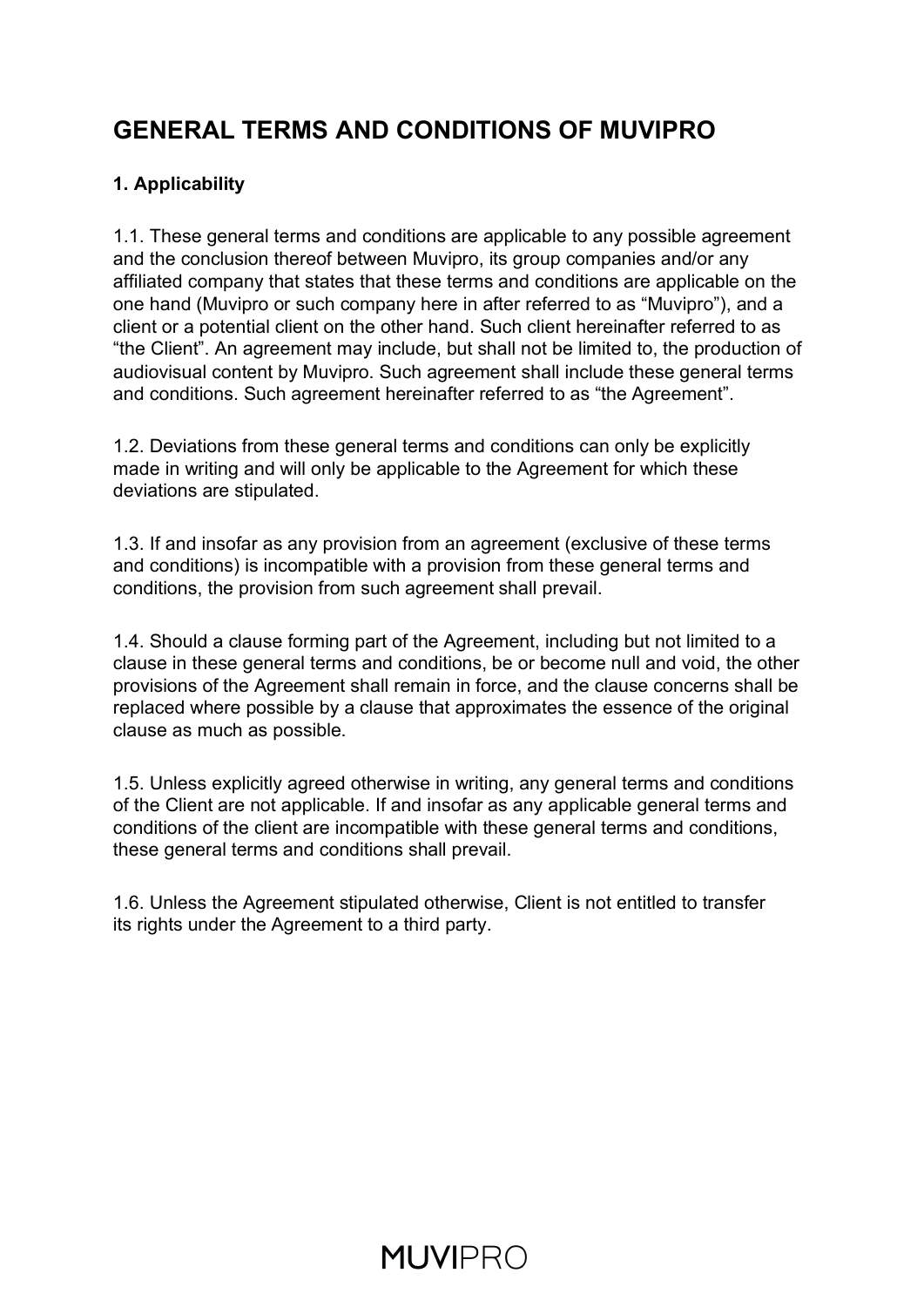# GENERAL TERMS AND CONDITIONS OF MUVIPRO

## 1. Applicability

1.1. These general terms and conditions are applicable to any possible agreement and the conclusion thereof between Muvipro, its group companies and/or any affiliated company that states that these terms and conditions are applicable on the one hand (Muvipro or such company here in after referred to as "Muvipro"), and a client or a potential client on the other hand. Such client hereinafter referred to as "the Client". An agreement may include, but shall not be limited to, the production of audiovisual content by Muvipro. Such agreement shall include these general terms and conditions. Such agreement hereinafter referred to as "the Agreement".

1.2. Deviations from these general terms and conditions can only be explicitly made in writing and will only be applicable to the Agreement for which these deviations are stipulated.

1.3. If and insofar as any provision from an agreement (exclusive of these terms and conditions) is incompatible with a provision from these general terms and conditions, the provision from such agreement shall prevail.

1.4. Should a clause forming part of the Agreement, including but not limited to a clause in these general terms and conditions, be or become null and void, the other provisions of the Agreement shall remain in force, and the clause concerns shall be replaced where possible by a clause that approximates the essence of the original clause as much as possible.

1.5. Unless explicitly agreed otherwise in writing, any general terms and conditions of the Client are not applicable. If and insofar as any applicable general terms and conditions of the client are incompatible with these general terms and conditions, these general terms and conditions shall prevail.

1.6. Unless the Agreement stipulated otherwise, Client is not entitled to transfer its rights under the Agreement to a third party.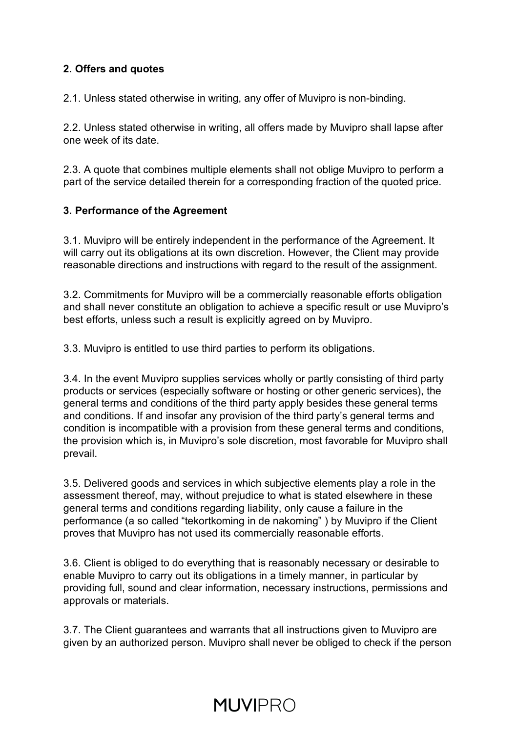### 2. Offers and quotes

2.1. Unless stated otherwise in writing, any offer of Muvipro is non-binding.

2.2. Unless stated otherwise in writing, all offers made by Muvipro shall lapse after one week of its date.

2.3. A quote that combines multiple elements shall not oblige Muvipro to perform a part of the service detailed therein for a corresponding fraction of the quoted price.

### 3. Performance of the Agreement

3.1. Muvipro will be entirely independent in the performance of the Agreement. It will carry out its obligations at its own discretion. However, the Client may provide reasonable directions and instructions with regard to the result of the assignment.

3.2. Commitments for Muvipro will be a commercially reasonable efforts obligation and shall never constitute an obligation to achieve a specific result or use Muvipro's best efforts, unless such a result is explicitly agreed on by Muvipro.

3.3. Muvipro is entitled to use third parties to perform its obligations.

3.4. In the event Muvipro supplies services wholly or partly consisting of third party products or services (especially software or hosting or other generic services), the general terms and conditions of the third party apply besides these general terms and conditions. If and insofar any provision of the third party's general terms and condition is incompatible with a provision from these general terms and conditions, the provision which is, in Muvipro's sole discretion, most favorable for Muvipro shall prevail.

3.5. Delivered goods and services in which subjective elements play a role in the assessment thereof, may, without prejudice to what is stated elsewhere in these general terms and conditions regarding liability, only cause a failure in the performance (a so called "tekortkoming in de nakoming" ) by Muvipro if the Client proves that Muvipro has not used its commercially reasonable efforts.

3.6. Client is obliged to do everything that is reasonably necessary or desirable to enable Muvipro to carry out its obligations in a timely manner, in particular by providing full, sound and clear information, necessary instructions, permissions and approvals or materials.

3.7. The Client guarantees and warrants that all instructions given to Muvipro are given by an authorized person. Muvipro shall never be obliged to check if the person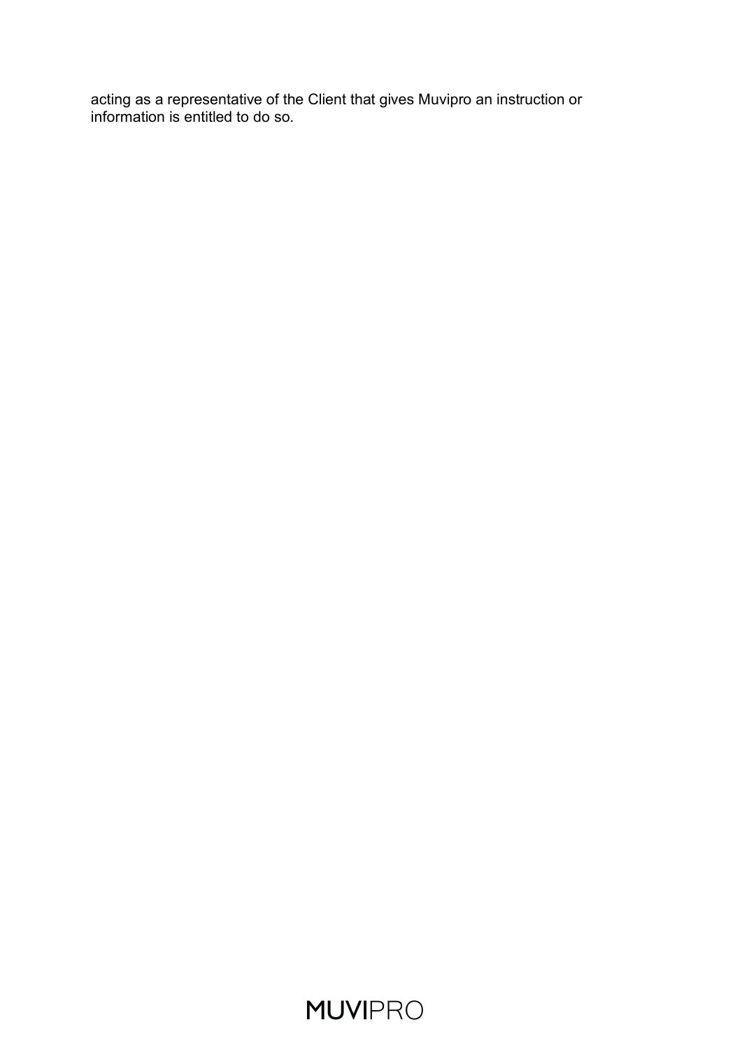acting as a representative of the Client that gives Muvipro an instruction or information is entitled to do so.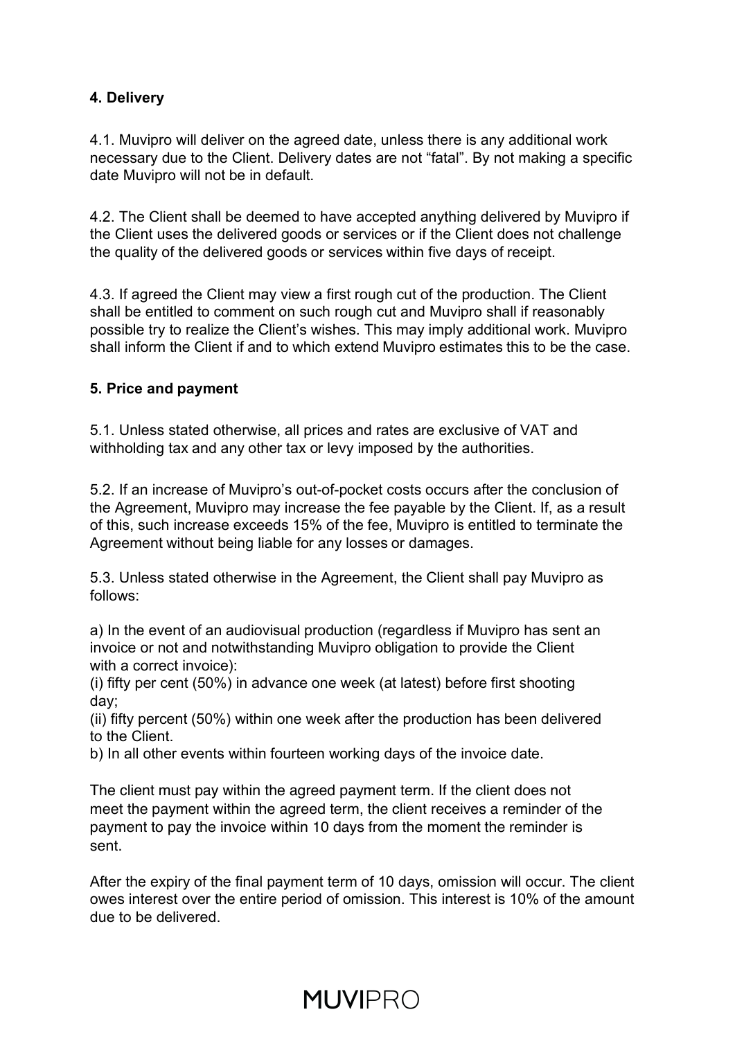**4. Delivery**

4.1. Muvipro will deliver on the agreed date, unless there is any additional work necessary due to the Client. Delivery dates are not "fatal". By not making a specific date Muvipro will not be in default.

4.2. The Client shall be deemed to have accepted anything delivered by Muvipro if the Client uses the delivered goods or services or if the Client does not challenge the quality of the delivered goods or services within five days of receipt.

4.3. If agreed the Client may view a first rough cut of the production. The Client shall be entitled to comment on such rough cut and Muvipro shall if reasonably possible try to realize the Client's wishes. This may imply additional work. Muvipro shall inform the Client if and to which extend Muvipro estimates this to be the case.

**5. Price and payment**

5.1. Unless stated otherwise, all prices and rates are exclusive of VAT and withholding tax and any other tax or levy imposed by the authorities.

5.2. If an increase of Muvipro's out-of-pocket costs occurs after the conclusion of the Agreement, Muvipro may increase the fee payable by the Client. If, as a result of this, such increase exceeds 15% of the fee, Muvipro is entitled to terminate the Agreement without being liable for any losses or damages.

5.3. Unless stated otherwise in the Agreement, the Client shall pay Muvipro as follows:

a) In the event of an audiovisual production (regardless if Muvipro has sent an invoice or not and notwithstanding Muvipro obligation to provide the Client with a correct invoice):
(i) fifty per cent (50%) in advance one week (at latest) before first shooting day;
(ii) fifty percent (50%) within one week after the production has been delivered to the Client.
b) In all other events within fourteen working days of the invoice date.

The client must pay within the agreed payment term. If the client does not meet the payment within the agreed term, the client receives a reminder of the payment to pay the invoice within 10 days from the moment the reminder is sent.

After the expiry of the final payment term of 10 days, omission will occur. The client owes interest over the entire period of omission. This interest is 10% of the amount due to be delivered.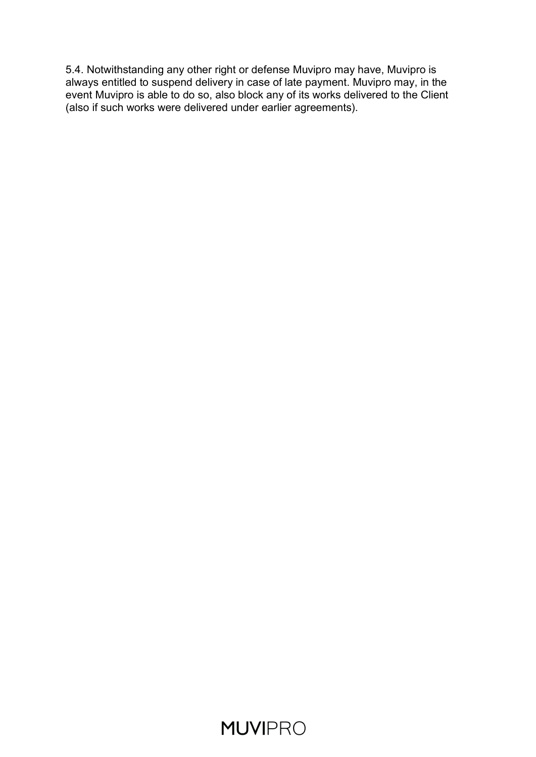5.4. Notwithstanding any other right or defense Muvipro may have, Muvipro is always entitled to suspend delivery in case of late payment. Muvipro may, in the event Muvipro is able to do so, also block any of its works delivered to the Client (also if such works were delivered under earlier agreements).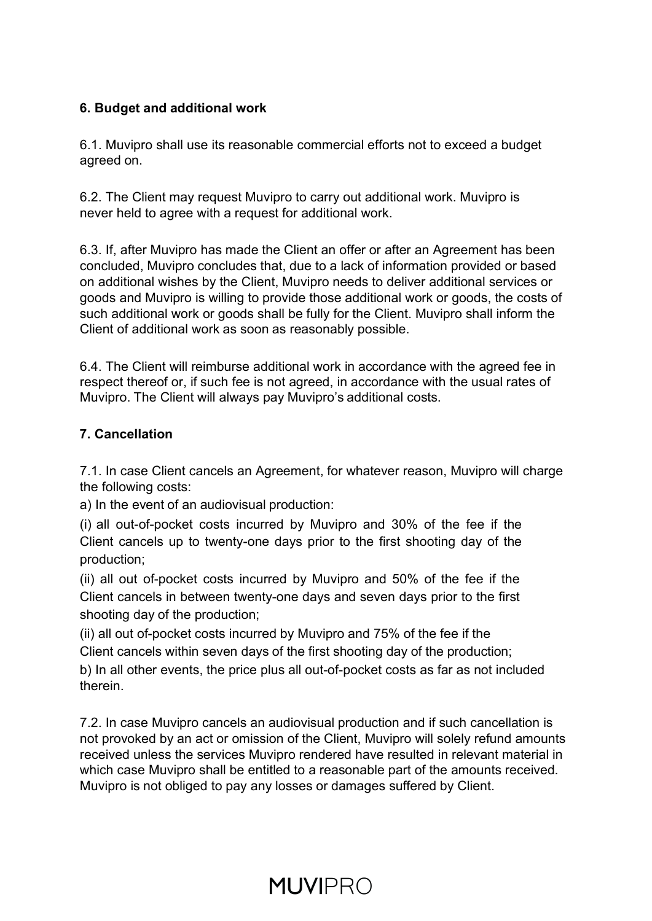### 6. Budget and additional work

6.1. Muvipro shall use its reasonable commercial efforts not to exceed a budget agreed on.

6.2. The Client may request Muvipro to carry out additional work. Muvipro is never held to agree with a request for additional work.

6.3. If, after Muvipro has made the Client an offer or after an Agreement has been concluded, Muvipro concludes that, due to a lack of information provided or based on additional wishes by the Client, Muvipro needs to deliver additional services or goods and Muvipro is willing to provide those additional work or goods, the costs of such additional work or goods shall be fully for the Client. Muvipro shall inform the Client of additional work as soon as reasonably possible.

6.4. The Client will reimburse additional work in accordance with the agreed fee in respect thereof or, if such fee is not agreed, in accordance with the usual rates of Muvipro. The Client will always pay Muvipro's additional costs.

### 7. Cancellation

7.1. In case Client cancels an Agreement, for whatever reason, Muvipro will charge the following costs:

a) In the event of an audiovisual production:

(i) all out-of-pocket costs incurred by Muvipro and 30% of the fee if the Client cancels up to twenty-one days prior to the first shooting day of the production;

(ii) all out of-pocket costs incurred by Muvipro and 50% of the fee if the Client cancels in between twenty-one days and seven days prior to the first shooting day of the production;

(ii) all out of-pocket costs incurred by Muvipro and 75% of the fee if the Client cancels within seven days of the first shooting day of the production;

b) In all other events, the price plus all out-of-pocket costs as far as not included therein.

7.2. In case Muvipro cancels an audiovisual production and if such cancellation is not provoked by an act or omission of the Client, Muvipro will solely refund amounts received unless the services Muvipro rendered have resulted in relevant material in which case Muvipro shall be entitled to a reasonable part of the amounts received. Muvipro is not obliged to pay any losses or damages suffered by Client.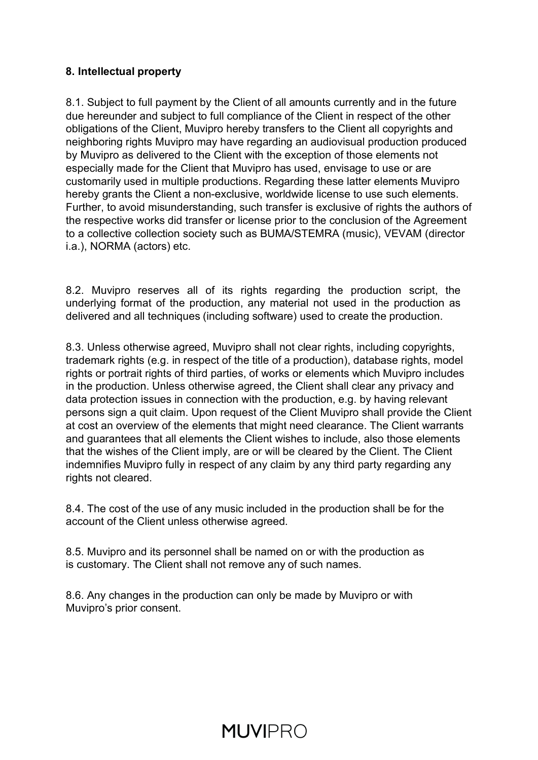**8. Intellectual property**

8.1. Subject to full payment by the Client of all amounts currently and in the future due hereunder and subject to full compliance of the Client in respect of the other obligations of the Client, Muvipro hereby transfers to the Client all copyrights and neighboring rights Muvipro may have regarding an audiovisual production produced by Muvipro as delivered to the Client with the exception of those elements not especially made for the Client that Muvipro has used, envisage to use or are customarily used in multiple productions. Regarding these latter elements Muvipro hereby grants the Client a non-exclusive, worldwide license to use such elements. Further, to avoid misunderstanding, such transfer is exclusive of rights the authors of the respective works did transfer or license prior to the conclusion of the Agreement to a collective collection society such as BUMA/STEMRA (music), VEVAM (director i.a.), NORMA (actors) etc.

8.2. Muvipro reserves all of its rights regarding the production script, the underlying format of the production, any material not used in the production as delivered and all techniques (including software) used to create the production.

8.3. Unless otherwise agreed, Muvipro shall not clear rights, including copyrights, trademark rights (e.g. in respect of the title of a production), database rights, model rights or portrait rights of third parties, of works or elements which Muvipro includes in the production. Unless otherwise agreed, the Client shall clear any privacy and data protection issues in connection with the production, e.g. by having relevant persons sign a quit claim. Upon request of the Client Muvipro shall provide the Client at cost an overview of the elements that might need clearance. The Client warrants and guarantees that all elements the Client wishes to include, also those elements that the wishes of the Client imply, are or will be cleared by the Client. The Client indemnifies Muvipro fully in respect of any claim by any third party regarding any rights not cleared.

8.4. The cost of the use of any music included in the production shall be for the account of the Client unless otherwise agreed.

8.5. Muvipro and its personnel shall be named on or with the production as is customary. The Client shall not remove any of such names.

8.6. Any changes in the production can only be made by Muvipro or with Muvipro's prior consent.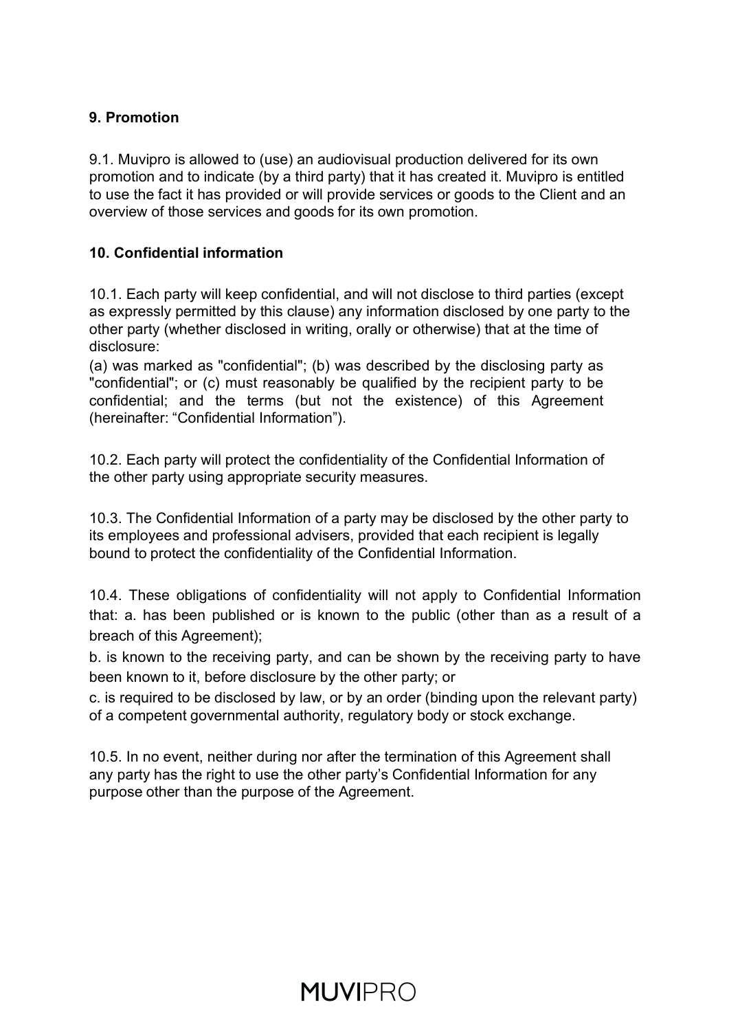**9. Promotion**

9.1. Muvipro is allowed to (use) an audiovisual production delivered for its own promotion and to indicate (by a third party) that it has created it. Muvipro is entitled to use the fact it has provided or will provide services or goods to the Client and an overview of those services and goods for its own promotion.

**10. Confidential information**

10.1. Each party will keep confidential, and will not disclose to third parties (except as expressly permitted by this clause) any information disclosed by one party to the other party (whether disclosed in writing, orally or otherwise) that at the time of disclosure:
(a) was marked as "confidential"; (b) was described by the disclosing party as "confidential"; or (c) must reasonably be qualified by the recipient party to be confidential; and the terms (but not the existence) of this Agreement (hereinafter: “Confidential Information”).

10.2. Each party will protect the confidentiality of the Confidential Information of the other party using appropriate security measures.

10.3. The Confidential Information of a party may be disclosed by the other party to its employees and professional advisers, provided that each recipient is legally bound to protect the confidentiality of the Confidential Information.

10.4. These obligations of confidentiality will not apply to Confidential Information that: a. has been published or is known to the public (other than as a result of a breach of this Agreement);

b. is known to the receiving party, and can be shown by the receiving party to have been known to it, before disclosure by the other party; or

c. is required to be disclosed by law, or by an order (binding upon the relevant party) of a competent governmental authority, regulatory body or stock exchange.

10.5. In no event, neither during nor after the termination of this Agreement shall any party has the right to use the other party’s Confidential Information for any purpose other than the purpose of the Agreement.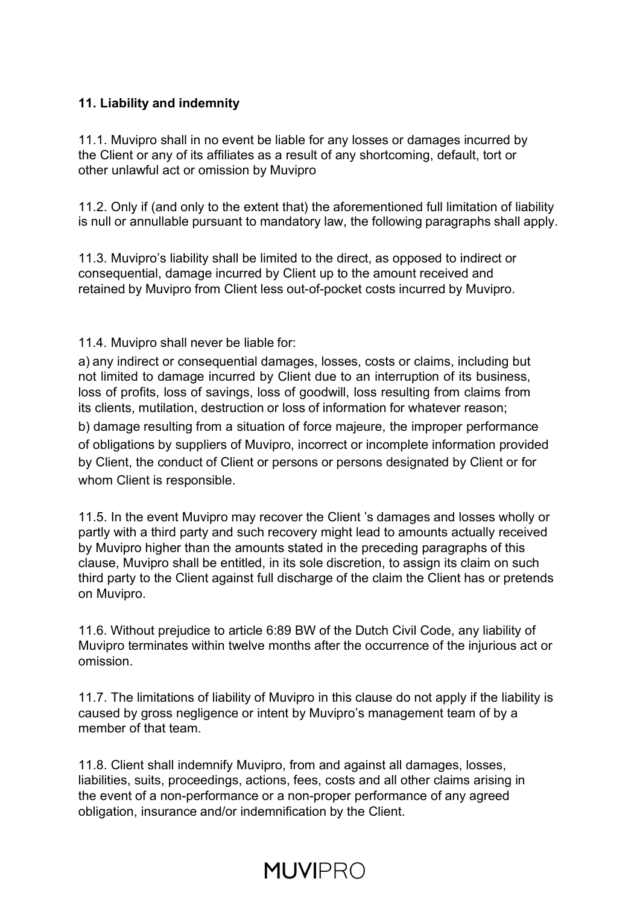**11. Liability and indemnity**

11.1. Muvipro shall in no event be liable for any losses or damages incurred by the Client or any of its affiliates as a result of any shortcoming, default, tort or other unlawful act or omission by Muvipro

11.2. Only if (and only to the extent that) the aforementioned full limitation of liability is null or annullable pursuant to mandatory law, the following paragraphs shall apply.

11.3. Muvipro's liability shall be limited to the direct, as opposed to indirect or consequential, damage incurred by Client up to the amount received and retained by Muvipro from Client less out-of-pocket costs incurred by Muvipro.

11.4. Muvipro shall never be liable for:

a) any indirect or consequential damages, losses, costs or claims, including but not limited to damage incurred by Client due to an interruption of its business, loss of profits, loss of savings, loss of goodwill, loss resulting from claims from its clients, mutilation, destruction or loss of information for whatever reason;

b) damage resulting from a situation of force majeure, the improper performance of obligations by suppliers of Muvipro, incorrect or incomplete information provided by Client, the conduct of Client or persons or persons designated by Client or for whom Client is responsible.

11.5. In the event Muvipro may recover the Client 's damages and losses wholly or partly with a third party and such recovery might lead to amounts actually received by Muvipro higher than the amounts stated in the preceding paragraphs of this clause, Muvipro shall be entitled, in its sole discretion, to assign its claim on such third party to the Client against full discharge of the claim the Client has or pretends on Muvipro.

11.6. Without prejudice to article 6:89 BW of the Dutch Civil Code, any liability of Muvipro terminates within twelve months after the occurrence of the injurious act or omission.

11.7. The limitations of liability of Muvipro in this clause do not apply if the liability is caused by gross negligence or intent by Muvipro's management team of by a member of that team.

11.8. Client shall indemnify Muvipro, from and against all damages, losses, liabilities, suits, proceedings, actions, fees, costs and all other claims arising in the event of a non-performance or a non-proper performance of any agreed obligation, insurance and/or indemnification by the Client.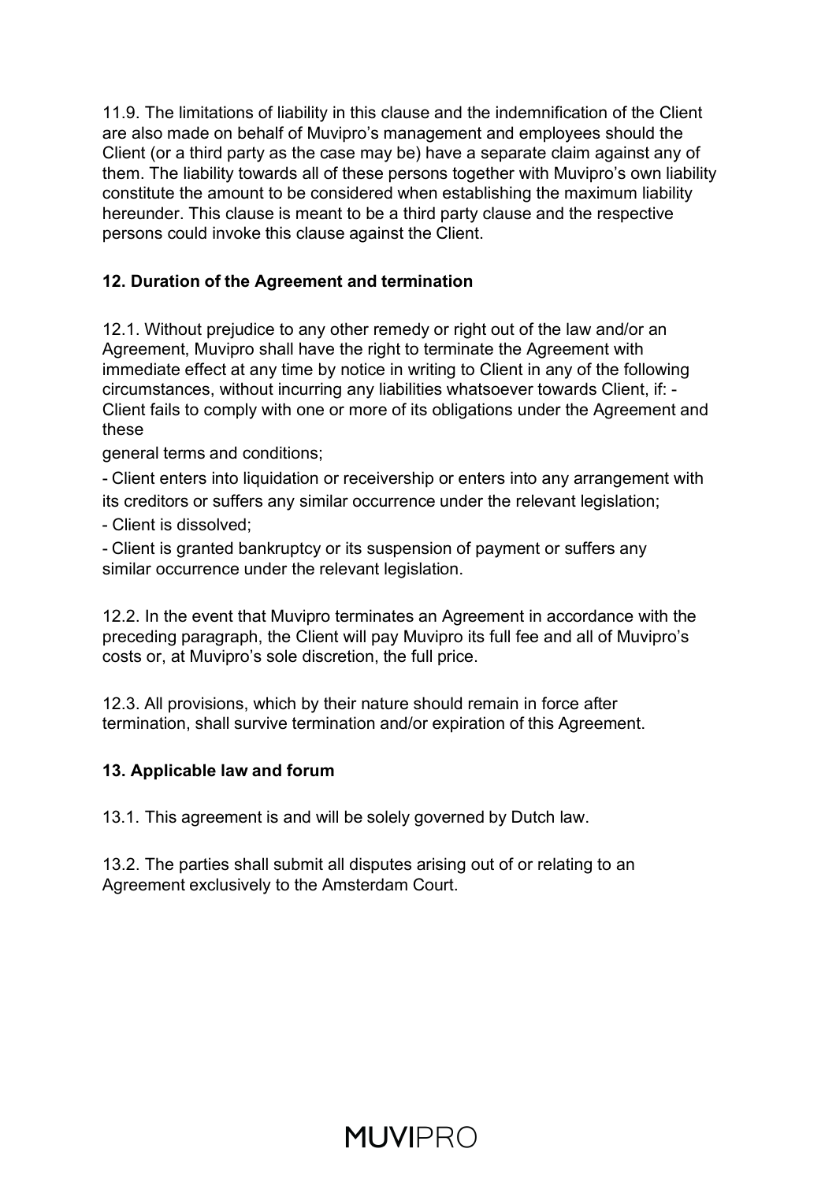11.9. The limitations of liability in this clause and the indemnification of the Client are also made on behalf of Muvipro's management and employees should the Client (or a third party as the case may be) have a separate claim against any of them. The liability towards all of these persons together with Muvipro's own liability constitute the amount to be considered when establishing the maximum liability hereunder. This clause is meant to be a third party clause and the respective persons could invoke this clause against the Client.

## 12. Duration of the Agreement and termination

12.1. Without prejudice to any other remedy or right out of the law and/or an Agreement, Muvipro shall have the right to terminate the Agreement with immediate effect at any time by notice in writing to Client in any of the following circumstances, without incurring any liabilities whatsoever towards Client, if:

- Client fails to comply with one or more of its obligations under the Agreement and these general terms and conditions;
- Client enters into liquidation or receivership or enters into any arrangement with its creditors or suffers any similar occurrence under the relevant legislation;
- Client is dissolved;
- Client is granted bankruptcy or its suspension of payment or suffers any similar occurrence under the relevant legislation.

12.2. In the event that Muvipro terminates an Agreement in accordance with the preceding paragraph, the Client will pay Muvipro its full fee and all of Muvipro's costs or, at Muvipro's sole discretion, the full price.

12.3. All provisions, which by their nature should remain in force after termination, shall survive termination and/or expiration of this Agreement.

## 13. Applicable law and forum

13.1. This agreement is and will be solely governed by Dutch law.

13.2. The parties shall submit all disputes arising out of or relating to an Agreement exclusively to the Amsterdam Court.